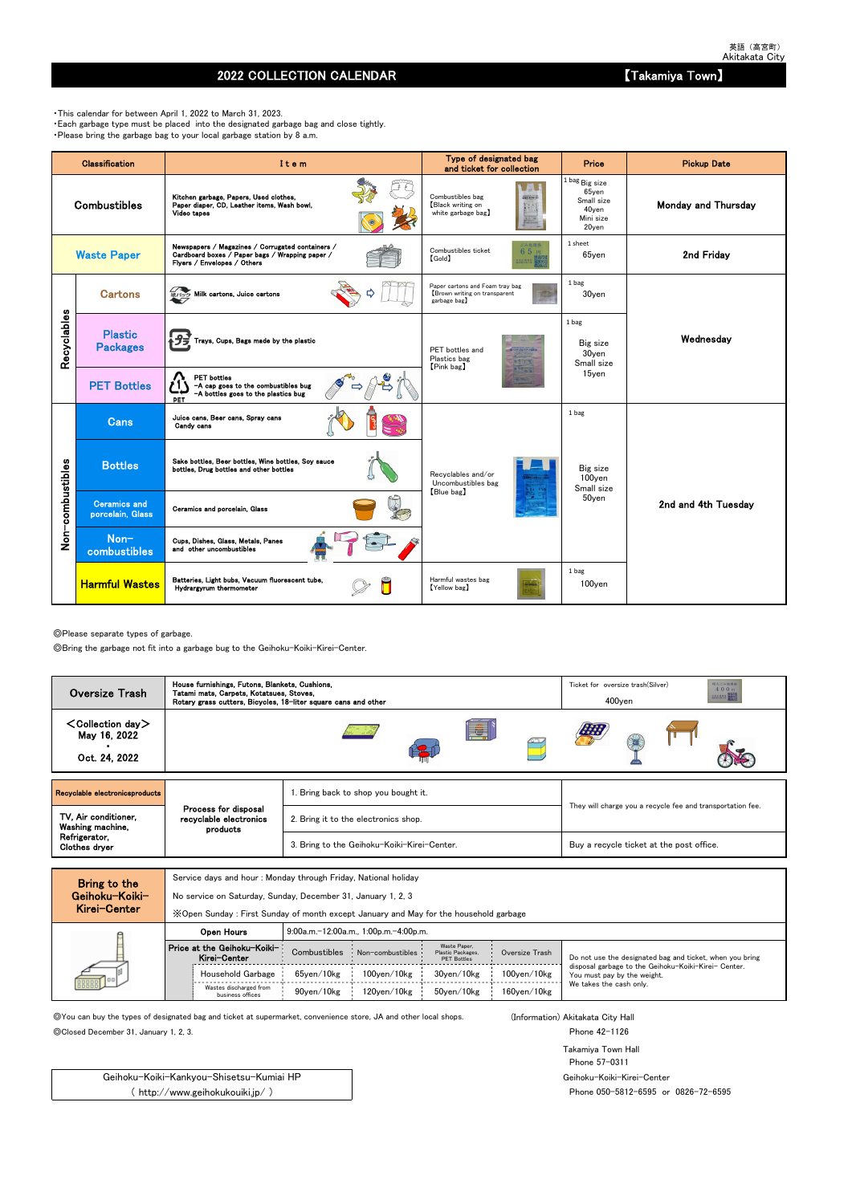英語（高宮町）
Akitakata City

# 2022 COLLECTION CALENDAR 【Takamiya Town】

- This calendar for between April 1, 2022 to March 31, 2023.
- Each garbage type must be placed into the designated garbage bag and close tightly.
- Please bring the garbage bag to your local garbage station by 8 a.m.

| Classification | | Item | Type of designated bag and ticket for collection | Price | Pickup Date |
|---|---|---|---|---|---|
| Combustibles | | Kitchen garbage, Papers, Used clothes, Paper diaper, CD, Leather items, Wash bowl, Video tapes | Combustibles bag【Black writing on white garbage bag】 | 1 bag Big size 65yen Small size 40yen Mini size 20yen | Monday and Thursday |
| Waste Paper | | Newspapers / Magazines / Corrugated containers / Cardboard boxes / Paper bags / Wrapping paper / Flyers / Envelopes / Others | Combustibles ticket【Gold】 | 1 sheet 65yen | 2nd Friday |
| Recyclables | Cartons | Milk cartons, Juice cartons | Paper cartons and Foam tray bag【Brown writing on transparent garbage bag】 | 1 bag 30yen | Wednesday |
| | Plastic Packages | Trays, Cups, Bags made by the plastic | PET bottles and Plastics bag【Pink bag】 | 1 bag Big size 30yen Small size 15yen | |
| | PET Bottles | PET bottles -A cap goes to the combustibles bug -A bottles goes to the plastics bug | | | |
| Non-combustibles | Cans | Juice cans, Beer cans, Spray cans Candy cans | Recyclables and/or Uncombustibles bag【Blue bag】 | 1 bag Big size 100yen Small size 50yen | 2nd and 4th Tuesday |
| | Bottles | Sake bottles, Beer bottles, Wine bottles, Soy sauce bottles, Drug bottles and other bottles | | | |
| | Ceramics and porcelain, Glass | Ceramics and porcelain, Glass | | | |
| | Non-combustibles | Cups, Dishes, Glass, Metals, Panes and other uncombustibles | | | |
| | Harmful Wastes | Batteries, Light bubs, Vacuum fluorescent tube, Hydrargyrum thermometer | Harmful wastes bag【Yellow bag】 | 1 bag 100yen | |

◎Please separate types of garbage.

◎Bring the garbage not fit into a garbage bug to the Geihoku-Koiki-Kirei-Center.

| Oversize Trash | House furnishings, Futons, Blankets, Cushions, Tatami mats, Carpets, Kotatsues, Stoves, Rotary grass cutters, Bicycles, 18-liter square cans and other | Ticket for oversize trash(Silver) 400yen |
|---|---|---|
| ＜Collection day＞ May 16, 2022 ・ Oct. 24, 2022 | | |

| Recyclable electronicsproducts | Process for disposal recyclable electronics products | | |
|---|---|---|---|
| TV, Air conditioner, Washing machine, Refrigerator, Clothes dryer | | 1. Bring back to shop you bought it. | They will charge you a recycle fee and transportation fee. |
| | | 2. Bring it to the electronics shop. | |
| | | 3. Bring to the Geihoku-Koiki-Kirei-Center. | Buy a recycle ticket at the post office. |

**Bring to the Geihoku-Koiki-Kirei-Center**

Service days and hour : Monday through Friday, National holiday

No service on Saturday, Sunday, December 31, January 1, 2, 3

※Open Sunday : First Sunday of month except January and May for the household garbage

| Open Hours | 9:00a.m.-12:00a.m., 1:00p.m.-4:00p.m. | | | |
|---|---|---|---|---|
| Price at the Geihoku-Koiki-Kirei-Center | Combustibles | Non-combustibles | Waste Paper, Plastic Packages, PET Bottles | Oversize Trash |
| Household Garbage | 65yen/10kg | 100yen/10kg | 30yen/10kg | 100yen/10kg |
| Wastes discharged from business offices | 90yen/10kg | 120yen/10kg | 50yen/10kg | 160yen/10kg |

Do not use the designated bag and ticket, when you bring disposal garbage to the Geihoku-Koiki-Kirei- Center. You must pay by the weight. We takes the cash only.

◎You can buy the types of designated bag and ticket at supermarket, convenience store, JA and other local shops.

◎Closed December 31, January 1, 2, 3.

Geihoku-Koiki-Kankyou-Shisetsu-Kumiai HP
( http://www.geihokukouiki.jp/ )

(Information) Akitakata City Hall
Phone 42-1126

Takamiya Town Hall
Phone 57-0311

Geihoku-Koiki-Kirei-Center
Phone 050-5812-6595 or 0826-72-6595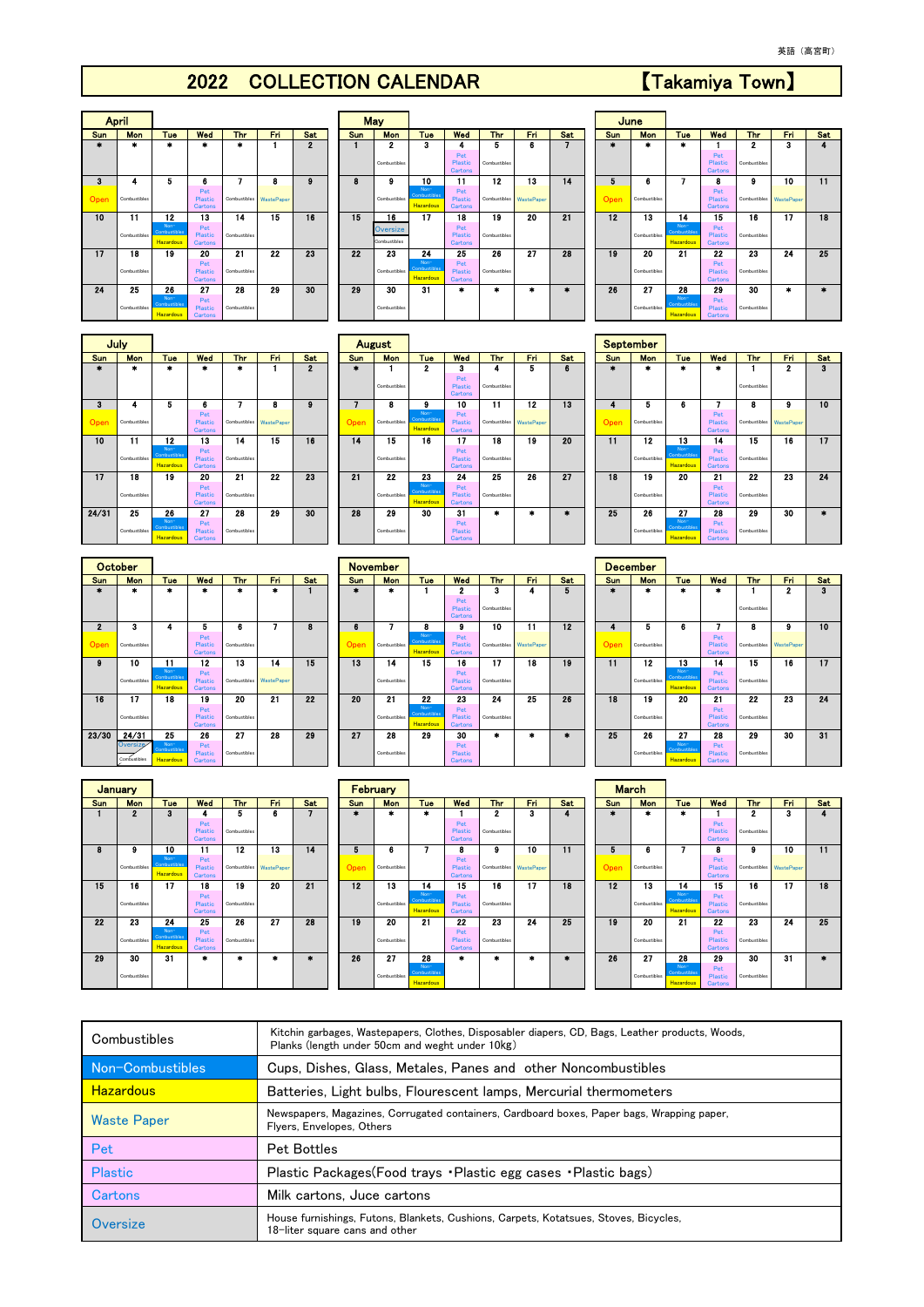英語（高宮町）

# 2022 COLLECTION CALENDAR 【Takamiya Town】

## April

| Sun | Mon | Tue | Wed | Thr | Fri | Sat |
|---|---|---|---|---|---|---|
| * | * | * | * | * | 1 | 2 |
| 3 Open | 4 Combustibles | 5 | 6 Pet Plastic Cartons | 7 Combustibles | 8 WastePaper | 9 |
| 10 | 11 Combustibles | 12 Non-Combustibles Hazardous | 13 Pet Plastic Cartons | 14 Combustibles | 15 | 16 |
| 17 | 18 Combustibles | 19 | 20 Pet Plastic Cartons | 21 Combustibles | 22 | 23 |
| 24 | 25 Combustibles | 26 Non-Combustibles Hazardous | 27 Pet Plastic Cartons | 28 Combustibles | 29 | 30 |

## May

| Sun | Mon | Tue | Wed | Thr | Fri | Sat |
|---|---|---|---|---|---|---|
| 1 | 2 Combustibles | 3 | 4 Pet Plastic Cartons | 5 Combustibles | 6 | 7 |
| 8 | 9 Combustibles | 10 Non-Combustibles Hazardous | 11 Pet Plastic Cartons | 12 | 13 WastePaper | 14 |
| 15 | 16 Oversize Combustibles | 17 | 18 Pet Plastic Cartons | 19 Combustibles | 20 | 21 |
| 22 | 23 Combustibles | 24 Non-Combustibles Hazardous | 25 Pet Plastic Cartons | 26 Combustibles | 27 | 28 |
| 29 | 30 Combustibles | 31 | * | * | * | * |

## June

| Sun | Mon | Tue | Wed | Thr | Fri | Sat |
|---|---|---|---|---|---|---|
| * | * | * | 1 Pet Plastic Cartons | 2 Combustibles | 3 | 4 |
| 5 Open | 6 Combustibles | 7 | 8 Pet Plastic Cartons | 9 Combustibles | 10 WastePaper | 11 |
| 12 | 13 Combustibles | 14 Non-Combustibles Hazardous | 15 Pet Plastic Cartons | 16 Combustibles | 17 | 18 |
| 19 | 20 Combustibles | 21 | 22 Pet Plastic Cartons | 23 Combustibles | 24 | 25 |
| 26 | 27 Combustibles | 28 Non-Combustibles Hazardous | 29 Pet Plastic Cartons | 30 Combustibles | * | * |

## July

| Sun | Mon | Tue | Wed | Thr | Fri | Sat |
|---|---|---|---|---|---|---|
| * | * | * | * | * | 1 | 2 |
| 3 Open | 4 Combustibles | 5 | 6 Pet Plastic Cartons | 7 Combustibles | 8 WastePaper | 9 |
| 10 | 11 Combustibles | 12 Non-Combustibles Hazardous | 13 Pet Plastic Cartons | 14 Combustibles | 15 | 16 |
| 17 | 18 Combustibles | 19 | 20 Pet Plastic Cartons | 21 Combustibles | 22 | 23 |
| 24/31 | 25 Combustibles | 26 Non-Combustibles Hazardous | 27 Pet Plastic Cartons | 28 Combustibles | 29 | 30 |

## August

| Sun | Mon | Tue | Wed | Thr | Fri | Sat |
|---|---|---|---|---|---|---|
| * | 1 Combustibles | 2 | 3 Pet Plastic Cartons | 4 Combustibles | 5 | 6 |
| 7 Open | 8 Combustibles | 9 Non-Combustibles Hazardous | 10 Pet Plastic Cartons | 11 Combustibles | 12 WastePaper | 13 |
| 14 | 15 Combustibles | 16 | 17 Pet Plastic Cartons | 18 Combustibles | 19 | 20 |
| 21 | 22 Combustibles | 23 Non-Combustibles Hazardous | 24 Pet Plastic Cartons | 25 Combustibles | 26 | 27 |
| 28 | 29 Combustibles | 30 | 31 Pet Plastic Cartons | * | * | * |

## September

| Sun | Mon | Tue | Wed | Thr | Fri | Sat |
|---|---|---|---|---|---|---|
| * | * | * | * | 1 Combustibles | 2 | 3 |
| 4 Open | 5 Combustibles | 6 | 7 Pet Plastic Cartons | 8 Combustibles | 9 WastePaper | 10 |
| 11 | 12 Combustibles | 13 Non-Combustibles Hazardous | 14 Pet Plastic Cartons | 15 Combustibles | 16 | 17 |
| 18 | 19 Combustibles | 20 | 21 Pet Plastic Cartons | 22 Combustibles | 23 | 24 |
| 25 | 26 Combustibles | 27 Non-Combustibles Hazardous | 28 Pet Plastic Cartons | 29 Combustibles | 30 | * |

## October

| Sun | Mon | Tue | Wed | Thr | Fri | Sat |
|---|---|---|---|---|---|---|
| * | * | * | * | * | * | 1 |
| 2 Open | 3 Combustibles | 4 | 5 Pet Plastic Cartons | 6 Combustibles | 7 | 8 |
| 9 | 10 Combustibles | 11 Non-Combustibles Hazardous | 12 Pet Plastic Cartons | 13 Combustibles | 14 WastePaper | 15 |
| 16 | 17 Combustibles | 18 | 19 Pet Plastic Cartons | 20 Combustibles | 21 | 22 |
| 23/30 | 24/31 Oversize Combustibles | 25 Non-Combustibles Hazardous | 26 Pet Plastic Cartons | 27 Combustibles | 28 | 29 |

## November

| Sun | Mon | Tue | Wed | Thr | Fri | Sat |
|---|---|---|---|---|---|---|
| * | * | 1 | 2 Pet Plastic Cartons | 3 Combustibles | 4 | 5 |
| 6 Open | 7 Combustibles | 8 Non-Combustibles Hazardous | 9 Pet Plastic Cartons | 10 Combustibles | 11 WastePaper | 12 |
| 13 | 14 Combustibles | 15 | 16 Pet Plastic Cartons | 17 Combustibles | 18 | 19 |
| 20 | 21 Combustibles | 22 Non-Combustibles Hazardous | 23 Pet Plastic Cartons | 24 Combustibles | 25 | 26 |
| 27 | 28 Combustibles | 29 | 30 Pet Plastic Cartons | * | * | * |

## December

| Sun | Mon | Tue | Wed | Thr | Fri | Sat |
|---|---|---|---|---|---|---|
| * | * | * | * | 1 Combustibles | 2 | 3 |
| 4 Open | 5 Combustibles | 6 | 7 Pet Plastic Cartons | 8 Combustibles | 9 WastePaper | 10 |
| 11 | 12 Combustibles | 13 Non-Combustibles Hazardous | 14 Pet Plastic Cartons | 15 Combustibles | 16 | 17 |
| 18 | 19 Combustibles | 20 | 21 Pet Plastic Cartons | 22 Combustibles | 23 | 24 |
| 25 | 26 Combustibles | 27 Non-Combustibles Hazardous | 28 Pet Plastic Cartons | 29 | 30 | 31 |

## January

| Sun | Mon | Tue | Wed | Thr | Fri | Sat |
|---|---|---|---|---|---|---|
| 1 | 2 | 3 | 4 Pet Plastic Cartons | 5 Combustibles | 6 | 7 |
| 8 | 9 Combustibles | 10 Non-Combustibles Hazardous | 11 Pet Plastic Cartons | 12 Combustibles | 13 WastePaper | 14 |
| 15 | 16 Combustibles | 17 | 18 Pet Plastic Cartons | 19 Combustibles | 20 | 21 |
| 22 | 23 Combustibles | 24 Non-Combustibles Hazardous | 25 Pet Plastic Cartons | 26 Combustibles | 27 | 28 |
| 29 | 30 Combustibles | 31 | * | * | * | * |

## February

| Sun | Mon | Tue | Wed | Thr | Fri | Sat |
|---|---|---|---|---|---|---|
| * | * | * | 1 Pet Plastic Cartons | 2 Combustibles | 3 | 4 |
| 5 Open | 6 Combustibles | 7 | 8 Pet Plastic Cartons | 9 Combustibles | 10 WastePaper | 11 |
| 12 | 13 Combustibles | 14 Non-Combustibles Hazardous | 15 Pet Plastic Cartons | 16 Combustibles | 17 | 18 |
| 19 | 20 Combustibles | 21 | 22 Pet Plastic Cartons | 23 Combustibles | 24 | 25 |
| 26 | 27 Combustibles | 28 Non-Combustibles Hazardous | * | * | * | * |

## March

| Sun | Mon | Tue | Wed | Thr | Fri | Sat |
|---|---|---|---|---|---|---|
| * | * | * | 1 Pet Plastic Cartons | 2 Combustibles | 3 | 4 |
| 5 Open | 6 Combustibles | 7 | 8 Pet Plastic Cartons | 9 Combustibles | 10 WastePaper | 11 |
| 12 | 13 Combustibles | 14 Non-Combustibles Hazardous | 15 Pet Plastic Cartons | 16 Combustibles | 17 | 18 |
| 19 | 20 Combustibles | 21 | 22 Pet Plastic Cartons | 23 Combustibles | 24 | 25 |
| 26 | 27 Combustibles | 28 Non-Combustibles Hazardous | 29 Pet Plastic Cartons | 30 Combustibles | 31 | * |

| | |
|---|---|
| Combustibles | Kitchin garbages, Wastepapers, Clothes, Disposabler diapers, CD, Bags, Leather products, Woods, Planks (length under 50cm and weght under 10kg) |
| Non-Combustibles | Cups, Dishes, Glass, Metales, Panes and other Noncombustibles |
| Hazardous | Batteries, Light bulbs, Flourescent lamps, Mercurial thermometers |
| Waste Paper | Newspapers, Magazines, Corrugated containers, Cardboard boxes, Paper bags, Wrapping paper, Flyers, Envelopes, Others |
| Pet | Pet Bottles |
| Plastic | Plastic Packages(Food trays ・Plastic egg cases ・Plastic bags) |
| Cartons | Milk cartons, Juce cartons |
| Oversize | House furnishings, Futons, Blankets, Cushions, Carpets, Kotatsues, Stoves, Bicycles, 18-liter square cans and other |